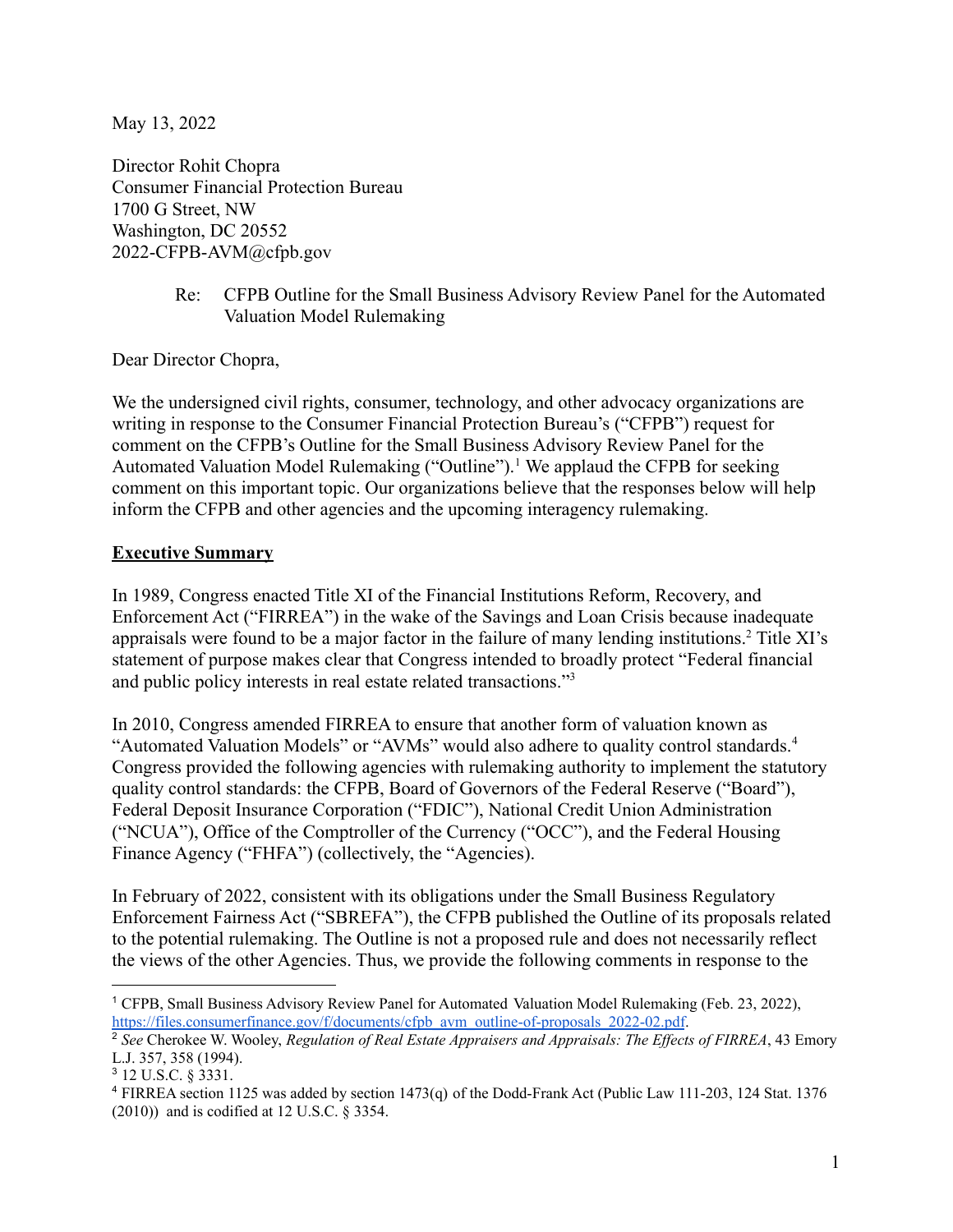May 13, 2022

Director Rohit Chopra
Consumer Financial Protection Bureau
1700 G Street, NW
Washington, DC 20552
2022-CFPB-AVM@cfpb.gov

Re: CFPB Outline for the Small Business Advisory Review Panel for the Automated Valuation Model Rulemaking

Dear Director Chopra,

We the undersigned civil rights, consumer, technology, and other advocacy organizations are writing in response to the Consumer Financial Protection Bureau's ("CFPB") request for comment on the CFPB's Outline for the Small Business Advisory Review Panel for the Automated Valuation Model Rulemaking ("Outline").[1] We applaud the CFPB for seeking comment on this important topic. Our organizations believe that the responses below will help inform the CFPB and other agencies and the upcoming interagency rulemaking.

**Executive Summary**

In 1989, Congress enacted Title XI of the Financial Institutions Reform, Recovery, and Enforcement Act ("FIRREA") in the wake of the Savings and Loan Crisis because inadequate appraisals were found to be a major factor in the failure of many lending institutions.[2] Title XI's statement of purpose makes clear that Congress intended to broadly protect "Federal financial and public policy interests in real estate related transactions."[3]

In 2010, Congress amended FIRREA to ensure that another form of valuation known as "Automated Valuation Models" or "AVMs" would also adhere to quality control standards.[4] Congress provided the following agencies with rulemaking authority to implement the statutory quality control standards: the CFPB, Board of Governors of the Federal Reserve ("Board"), Federal Deposit Insurance Corporation ("FDIC"), National Credit Union Administration ("NCUA"), Office of the Comptroller of the Currency ("OCC"), and the Federal Housing Finance Agency ("FHFA") (collectively, the "Agencies).

In February of 2022, consistent with its obligations under the Small Business Regulatory Enforcement Fairness Act ("SBREFA"), the CFPB published the Outline of its proposals related to the potential rulemaking. The Outline is not a proposed rule and does not necessarily reflect the views of the other Agencies. Thus, we provide the following comments in response to the

---

[1] CFPB, Small Business Advisory Review Panel for Automated Valuation Model Rulemaking (Feb. 23, 2022), https://files.consumerfinance.gov/f/documents/cfpb_avm_outline-of-proposals_2022-02.pdf.

[2] *See* Cherokee W. Wooley, *Regulation of Real Estate Appraisers and Appraisals: The Effects of FIRREA*, 43 Emory L.J. 357, 358 (1994).

[3] 12 U.S.C. § 3331.

[4] FIRREA section 1125 was added by section 1473(q) of the Dodd-Frank Act (Public Law 111-203, 124 Stat. 1376 (2010)) and is codified at 12 U.S.C. § 3354.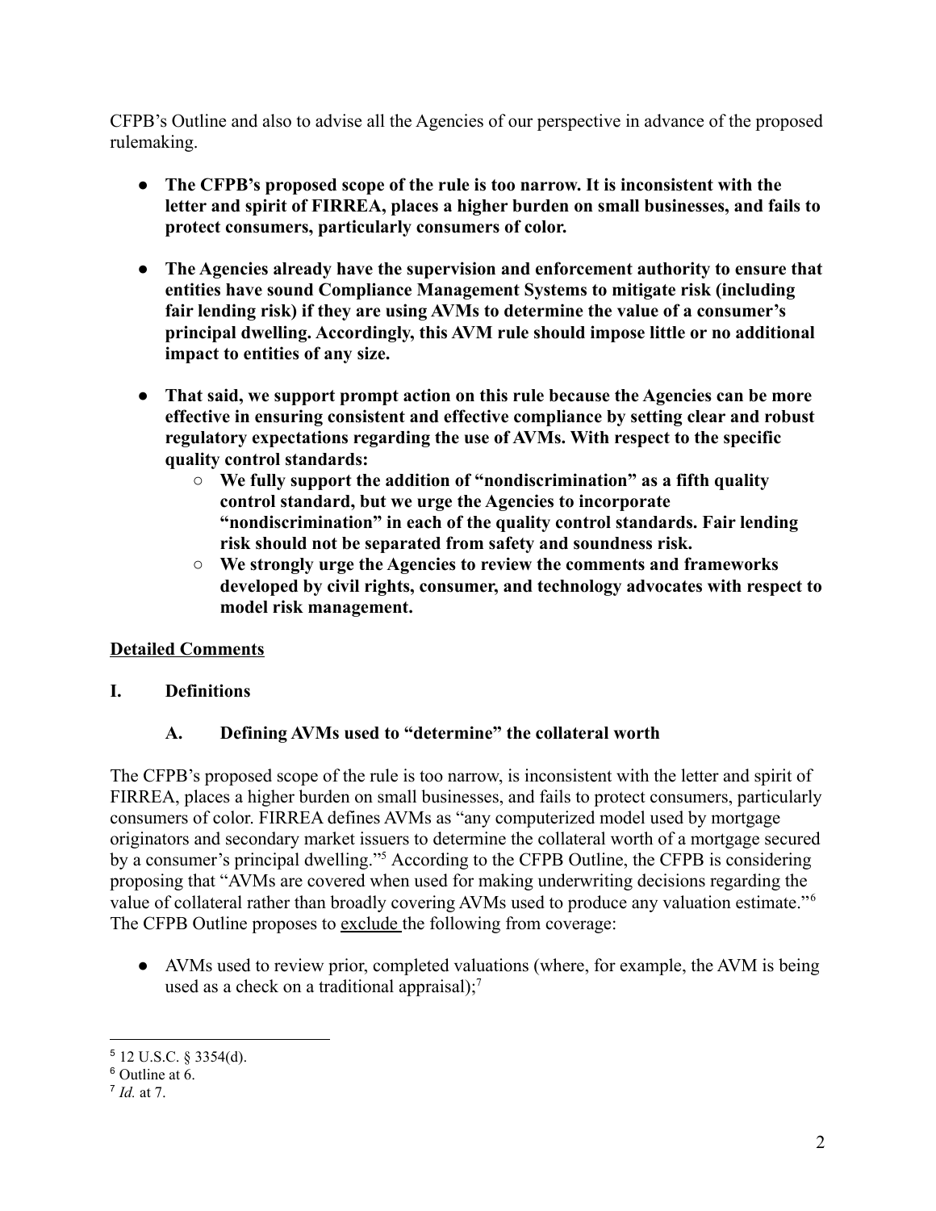CFPB's Outline and also to advise all the Agencies of our perspective in advance of the proposed rulemaking.

- **The CFPB's proposed scope of the rule is too narrow. It is inconsistent with the letter and spirit of FIRREA, places a higher burden on small businesses, and fails to protect consumers, particularly consumers of color.**

- **The Agencies already have the supervision and enforcement authority to ensure that entities have sound Compliance Management Systems to mitigate risk (including fair lending risk) if they are using AVMs to determine the value of a consumer's principal dwelling. Accordingly, this AVM rule should impose little or no additional impact to entities of any size.**

- **That said, we support prompt action on this rule because the Agencies can be more effective in ensuring consistent and effective compliance by setting clear and robust regulatory expectations regarding the use of AVMs. With respect to the specific quality control standards:**
  - **We fully support the addition of "nondiscrimination" as a fifth quality control standard, but we urge the Agencies to incorporate "nondiscrimination" in each of the quality control standards. Fair lending risk should not be separated from safety and soundness risk.**
  - **We strongly urge the Agencies to review the comments and frameworks developed by civil rights, consumer, and technology advocates with respect to model risk management.**

<u>**Detailed Comments**</u>

## I. Definitions

### A. Defining AVMs used to "determine" the collateral worth

The CFPB's proposed scope of the rule is too narrow, is inconsistent with the letter and spirit of FIRREA, places a higher burden on small businesses, and fails to protect consumers, particularly consumers of color. FIRREA defines AVMs as "any computerized model used by mortgage originators and secondary market issuers to determine the collateral worth of a mortgage secured by a consumer's principal dwelling."[5] According to the CFPB Outline, the CFPB is considering proposing that "AVMs are covered when used for making underwriting decisions regarding the value of collateral rather than broadly covering AVMs used to produce any valuation estimate."[6] The CFPB Outline proposes to <u>exclude</u> the following from coverage:

- AVMs used to review prior, completed valuations (where, for example, the AVM is being used as a check on a traditional appraisal);[7]

---

[5] 12 U.S.C. § 3354(d).

[6] Outline at 6.

[7] *Id.* at 7.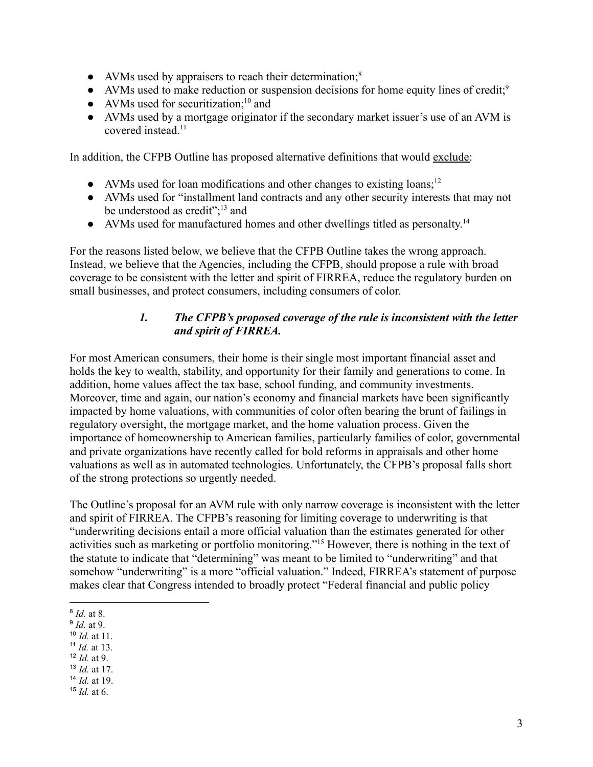- AVMs used by appraisers to reach their determination;[8]
- AVMs used to make reduction or suspension decisions for home equity lines of credit;[9]
- AVMs used for securitization;[10] and
- AVMs used by a mortgage originator if the secondary market issuer's use of an AVM is covered instead.[11]

In addition, the CFPB Outline has proposed alternative definitions that would <u>exclude</u>:

- AVMs used for loan modifications and other changes to existing loans;[12]
- AVMs used for "installment land contracts and any other security interests that may not be understood as credit";[13] and
- AVMs used for manufactured homes and other dwellings titled as personalty.[14]

For the reasons listed below, we believe that the CFPB Outline takes the wrong approach. Instead, we believe that the Agencies, including the CFPB, should propose a rule with broad coverage to be consistent with the letter and spirit of FIRREA, reduce the regulatory burden on small businesses, and protect consumers, including consumers of color.

### *1. The CFPB's proposed coverage of the rule is inconsistent with the letter and spirit of FIRREA.*

For most American consumers, their home is their single most important financial asset and holds the key to wealth, stability, and opportunity for their family and generations to come. In addition, home values affect the tax base, school funding, and community investments. Moreover, time and again, our nation's economy and financial markets have been significantly impacted by home valuations, with communities of color often bearing the brunt of failings in regulatory oversight, the mortgage market, and the home valuation process. Given the importance of homeownership to American families, particularly families of color, governmental and private organizations have recently called for bold reforms in appraisals and other home valuations as well as in automated technologies. Unfortunately, the CFPB's proposal falls short of the strong protections so urgently needed.

The Outline's proposal for an AVM rule with only narrow coverage is inconsistent with the letter and spirit of FIRREA. The CFPB's reasoning for limiting coverage to underwriting is that "underwriting decisions entail a more official valuation than the estimates generated for other activities such as marketing or portfolio monitoring."[15] However, there is nothing in the text of the statute to indicate that "determining" was meant to be limited to "underwriting" and that somehow "underwriting" is a more "official valuation." Indeed, FIRREA's statement of purpose makes clear that Congress intended to broadly protect "Federal financial and public policy

---

[8] *Id.* at 8.
[9] *Id.* at 9.
[10] *Id.* at 11.
[11] *Id.* at 13.
[12] *Id.* at 9.
[13] *Id.* at 17.
[14] *Id.* at 19.
[15] *Id.* at 6.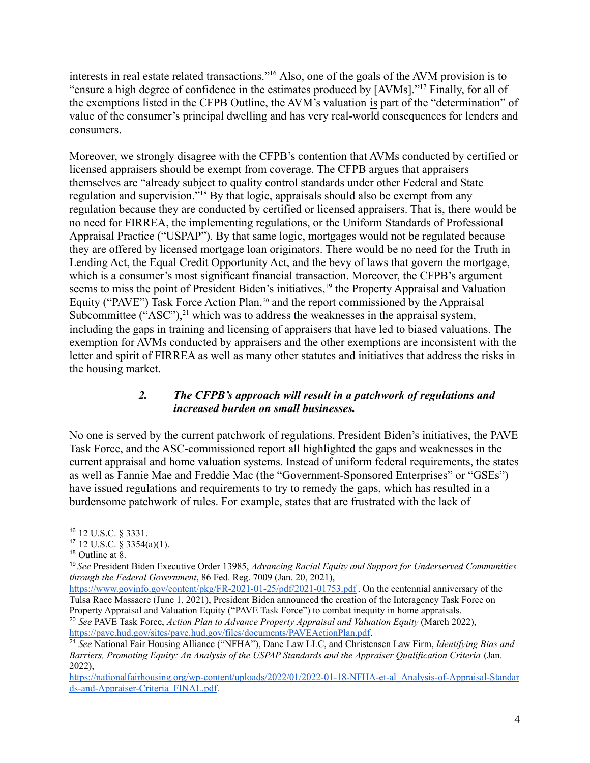interests in real estate related transactions."[16] Also, one of the goals of the AVM provision is to "ensure a high degree of confidence in the estimates produced by [AVMs]."[17] Finally, for all of the exemptions listed in the CFPB Outline, the AVM's valuation <u>is</u> part of the "determination" of value of the consumer's principal dwelling and has very real-world consequences for lenders and consumers.

Moreover, we strongly disagree with the CFPB's contention that AVMs conducted by certified or licensed appraisers should be exempt from coverage. The CFPB argues that appraisers themselves are "already subject to quality control standards under other Federal and State regulation and supervision."[18] By that logic, appraisals should also be exempt from any regulation because they are conducted by certified or licensed appraisers. That is, there would be no need for FIRREA, the implementing regulations, or the Uniform Standards of Professional Appraisal Practice ("USPAP"). By that same logic, mortgages would not be regulated because they are offered by licensed mortgage loan originators. There would be no need for the Truth in Lending Act, the Equal Credit Opportunity Act, and the bevy of laws that govern the mortgage, which is a consumer's most significant financial transaction. Moreover, the CFPB's argument seems to miss the point of President Biden's initiatives,[19] the Property Appraisal and Valuation Equity ("PAVE") Task Force Action Plan,[20] and the report commissioned by the Appraisal Subcommittee ("ASC"),[21] which was to address the weaknesses in the appraisal system, including the gaps in training and licensing of appraisers that have led to biased valuations. The exemption for AVMs conducted by appraisers and the other exemptions are inconsistent with the letter and spirit of FIRREA as well as many other statutes and initiatives that address the risks in the housing market.

### *2. The CFPB's approach will result in a patchwork of regulations and increased burden on small businesses.*

No one is served by the current patchwork of regulations. President Biden's initiatives, the PAVE Task Force, and the ASC-commissioned report all highlighted the gaps and weaknesses in the current appraisal and home valuation systems. Instead of uniform federal requirements, the states as well as Fannie Mae and Freddie Mac (the "Government-Sponsored Enterprises" or "GSEs") have issued regulations and requirements to try to remedy the gaps, which has resulted in a burdensome patchwork of rules. For example, states that are frustrated with the lack of

---

[16] 12 U.S.C. § 3331.

[17] 12 U.S.C. § 3354(a)(1).

[18] Outline at 8.

[19] *See* President Biden Executive Order 13985, *Advancing Racial Equity and Support for Underserved Communities through the Federal Government*, 86 Fed. Reg. 7009 (Jan. 20, 2021), https://www.govinfo.gov/content/pkg/FR-2021-01-25/pdf/2021-01753.pdf. On the centennial anniversary of the Tulsa Race Massacre (June 1, 2021), President Biden announced the creation of the Interagency Task Force on Property Appraisal and Valuation Equity ("PAVE Task Force") to combat inequity in home appraisals.

[20] *See* PAVE Task Force, *Action Plan to Advance Property Appraisal and Valuation Equity* (March 2022), https://pave.hud.gov/sites/pave.hud.gov/files/documents/PAVEActionPlan.pdf.

[21] *See* National Fair Housing Alliance ("NFHA"), Dane Law LLC, and Christensen Law Firm, *Identifying Bias and Barriers, Promoting Equity: An Analysis of the USPAP Standards and the Appraiser Qualification Criteria* (Jan. 2022), https://nationalfairhousing.org/wp-content/uploads/2022/01/2022-01-18-NFHA-et-al_Analysis-of-Appraisal-Standards-and-Appraiser-Criteria_FINAL.pdf.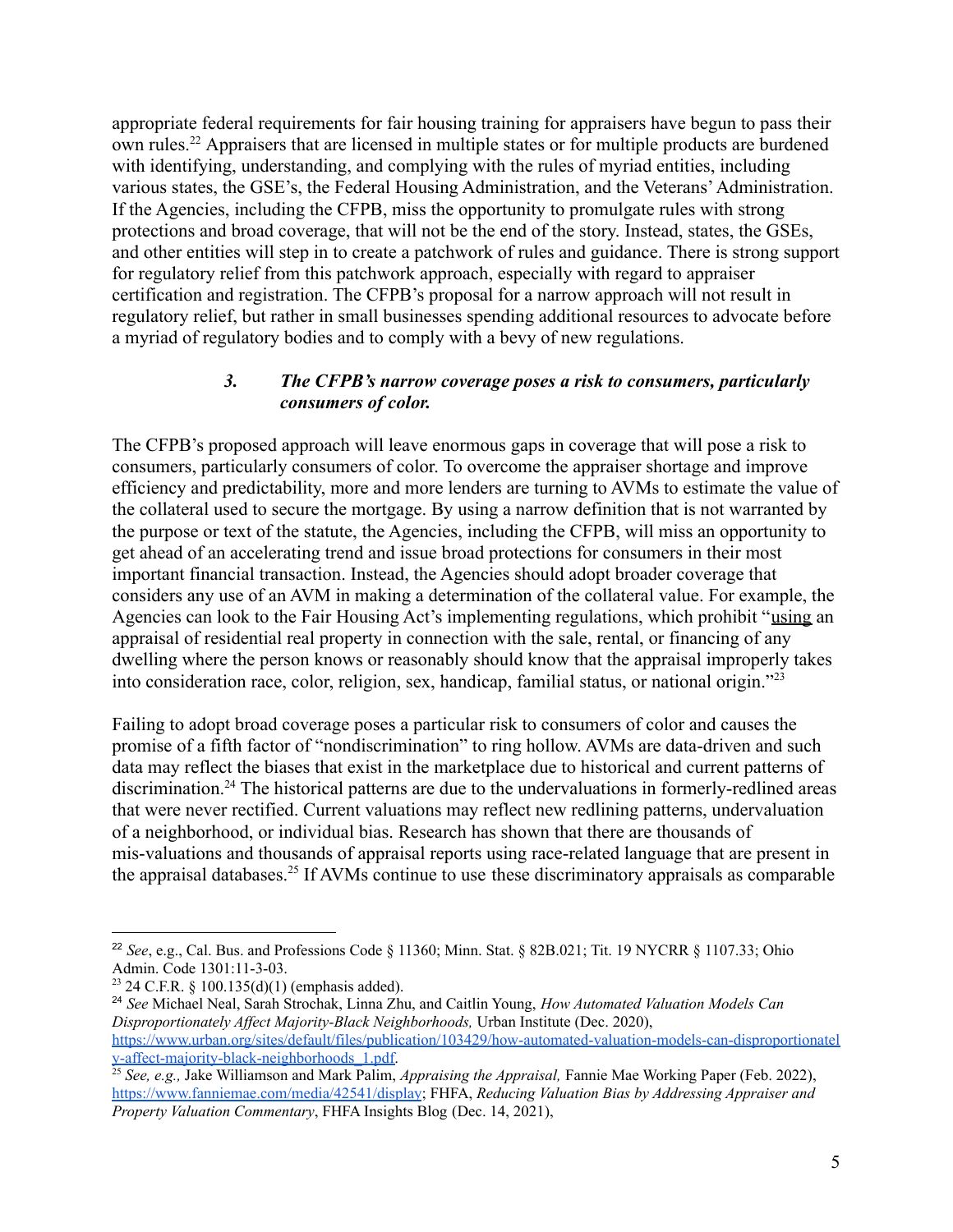appropriate federal requirements for fair housing training for appraisers have begun to pass their own rules.[22] Appraisers that are licensed in multiple states or for multiple products are burdened with identifying, understanding, and complying with the rules of myriad entities, including various states, the GSE's, the Federal Housing Administration, and the Veterans' Administration. If the Agencies, including the CFPB, miss the opportunity to promulgate rules with strong protections and broad coverage, that will not be the end of the story. Instead, states, the GSEs, and other entities will step in to create a patchwork of rules and guidance. There is strong support for regulatory relief from this patchwork approach, especially with regard to appraiser certification and registration. The CFPB's proposal for a narrow approach will not result in regulatory relief, but rather in small businesses spending additional resources to advocate before a myriad of regulatory bodies and to comply with a bevy of new regulations.

### *3. The CFPB's narrow coverage poses a risk to consumers, particularly consumers of color.*

The CFPB's proposed approach will leave enormous gaps in coverage that will pose a risk to consumers, particularly consumers of color. To overcome the appraiser shortage and improve efficiency and predictability, more and more lenders are turning to AVMs to estimate the value of the collateral used to secure the mortgage. By using a narrow definition that is not warranted by the purpose or text of the statute, the Agencies, including the CFPB, will miss an opportunity to get ahead of an accelerating trend and issue broad protections for consumers in their most important financial transaction. Instead, the Agencies should adopt broader coverage that considers any use of an AVM in making a determination of the collateral value. For example, the Agencies can look to the Fair Housing Act's implementing regulations, which prohibit "<u>using</u> an appraisal of residential real property in connection with the sale, rental, or financing of any dwelling where the person knows or reasonably should know that the appraisal improperly takes into consideration race, color, religion, sex, handicap, familial status, or national origin."[23]

Failing to adopt broad coverage poses a particular risk to consumers of color and causes the promise of a fifth factor of "nondiscrimination" to ring hollow. AVMs are data-driven and such data may reflect the biases that exist in the marketplace due to historical and current patterns of discrimination.[24] The historical patterns are due to the undervaluations in formerly-redlined areas that were never rectified. Current valuations may reflect new redlining patterns, undervaluation of a neighborhood, or individual bias. Research has shown that there are thousands of mis-valuations and thousands of appraisal reports using race-related language that are present in the appraisal databases.[25] If AVMs continue to use these discriminatory appraisals as comparable

---

[22] *See*, e.g., Cal. Bus. and Professions Code § 11360; Minn. Stat. § 82B.021; Tit. 19 NYCRR § 1107.33; Ohio Admin. Code 1301:11-3-03.

[23] 24 C.F.R. § 100.135(d)(1) (emphasis added).

[24] *See* Michael Neal, Sarah Strochak, Linna Zhu, and Caitlin Young, *How Automated Valuation Models Can Disproportionately Affect Majority-Black Neighborhoods,* Urban Institute (Dec. 2020), https://www.urban.org/sites/default/files/publication/103429/how-automated-valuation-models-can-disproportionately-affect-majority-black-neighborhoods_1.pdf.

[25] *See, e.g.,* Jake Williamson and Mark Palim, *Appraising the Appraisal,* Fannie Mae Working Paper (Feb. 2022), https://www.fanniemae.com/media/42541/display; FHFA, *Reducing Valuation Bias by Addressing Appraiser and Property Valuation Commentary*, FHFA Insights Blog (Dec. 14, 2021),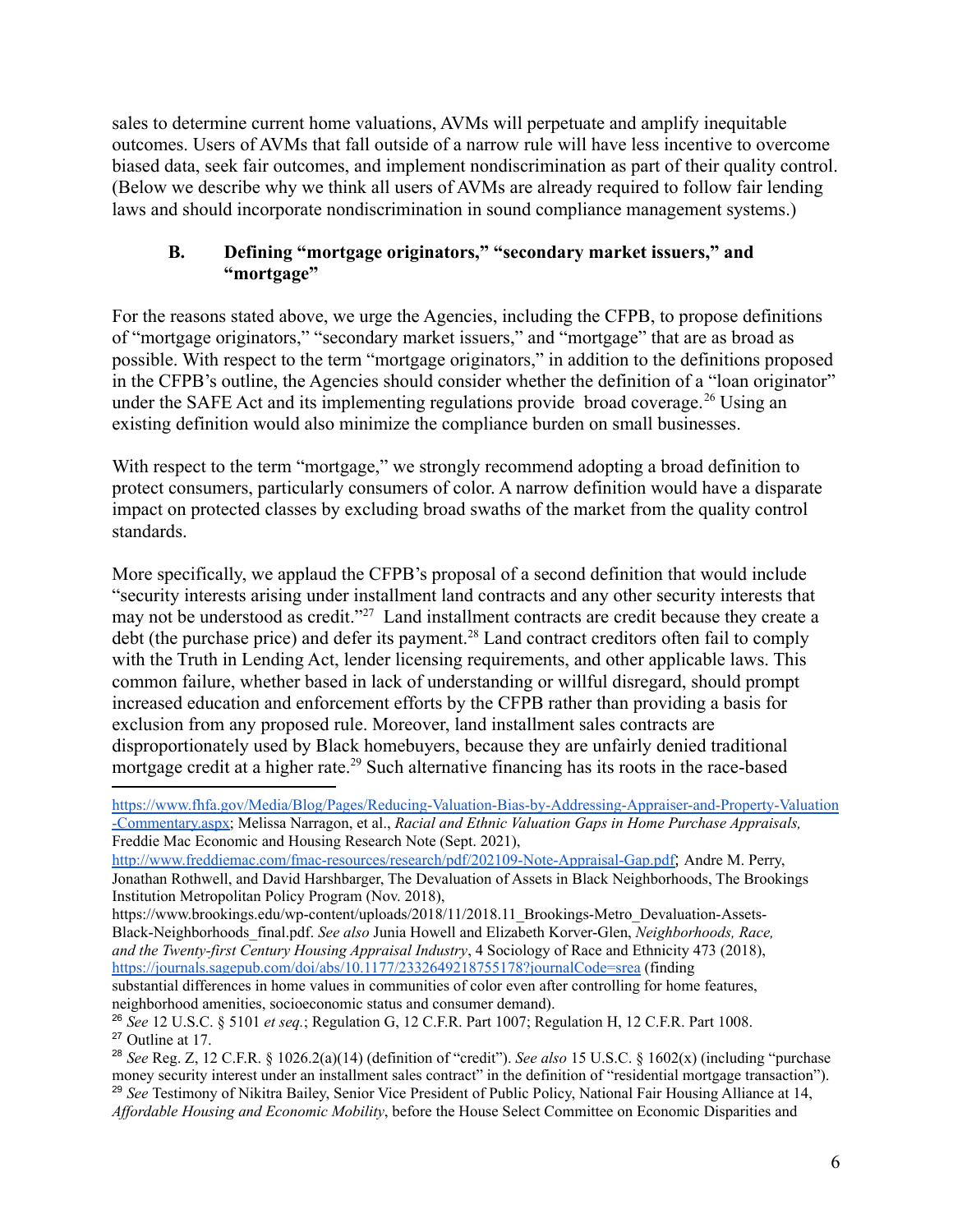sales to determine current home valuations, AVMs will perpetuate and amplify inequitable outcomes. Users of AVMs that fall outside of a narrow rule will have less incentive to overcome biased data, seek fair outcomes, and implement nondiscrimination as part of their quality control. (Below we describe why we think all users of AVMs are already required to follow fair lending laws and should incorporate nondiscrimination in sound compliance management systems.)

### B. Defining "mortgage originators," "secondary market issuers," and "mortgage"

For the reasons stated above, we urge the Agencies, including the CFPB, to propose definitions of "mortgage originators," "secondary market issuers," and "mortgage" that are as broad as possible. With respect to the term "mortgage originators," in addition to the definitions proposed in the CFPB's outline, the Agencies should consider whether the definition of a "loan originator" under the SAFE Act and its implementing regulations provide broad coverage.[26] Using an existing definition would also minimize the compliance burden on small businesses.

With respect to the term "mortgage," we strongly recommend adopting a broad definition to protect consumers, particularly consumers of color. A narrow definition would have a disparate impact on protected classes by excluding broad swaths of the market from the quality control standards.

More specifically, we applaud the CFPB's proposal of a second definition that would include "security interests arising under installment land contracts and any other security interests that may not be understood as credit."[27] Land installment contracts are credit because they create a debt (the purchase price) and defer its payment.[28] Land contract creditors often fail to comply with the Truth in Lending Act, lender licensing requirements, and other applicable laws. This common failure, whether based in lack of understanding or willful disregard, should prompt increased education and enforcement efforts by the CFPB rather than providing a basis for exclusion from any proposed rule. Moreover, land installment sales contracts are disproportionately used by Black homebuyers, because they are unfairly denied traditional mortgage credit at a higher rate.[29] Such alternative financing has its roots in the race-based

---

https://www.fhfa.gov/Media/Blog/Pages/Reducing-Valuation-Bias-by-Addressing-Appraiser-and-Property-Valuation-Commentary.aspx; Melissa Narragon, et al., *Racial and Ethnic Valuation Gaps in Home Purchase Appraisals,* Freddie Mac Economic and Housing Research Note (Sept. 2021), http://www.freddiemac.com/fmac-resources/research/pdf/202109-Note-Appraisal-Gap.pdf; Andre M. Perry, Jonathan Rothwell, and David Harshbarger, The Devaluation of Assets in Black Neighborhoods, The Brookings Institution Metropolitan Policy Program (Nov. 2018), https://www.brookings.edu/wp-content/uploads/2018/11/2018.11_Brookings-Metro_Devaluation-Assets-Black-Neighborhoods_final.pdf. *See also* Junia Howell and Elizabeth Korver-Glen, *Neighborhoods, Race, and the Twenty-first Century Housing Appraisal Industry*, 4 Sociology of Race and Ethnicity 473 (2018), https://journals.sagepub.com/doi/abs/10.1177/2332649218755178?journalCode=srea (finding substantial differences in home values in communities of color even after controlling for home features, neighborhood amenities, socioeconomic status and consumer demand).

[26] *See* 12 U.S.C. § 5101 *et seq.*; Regulation G, 12 C.F.R. Part 1007; Regulation H, 12 C.F.R. Part 1008.

[27] Outline at 17.

[28] *See* Reg. Z, 12 C.F.R. § 1026.2(a)(14) (definition of "credit"). *See also* 15 U.S.C. § 1602(x) (including "purchase money security interest under an installment sales contract" in the definition of "residential mortgage transaction").

[29] *See* Testimony of Nikitra Bailey, Senior Vice President of Public Policy, National Fair Housing Alliance at 14, *Affordable Housing and Economic Mobility*, before the House Select Committee on Economic Disparities and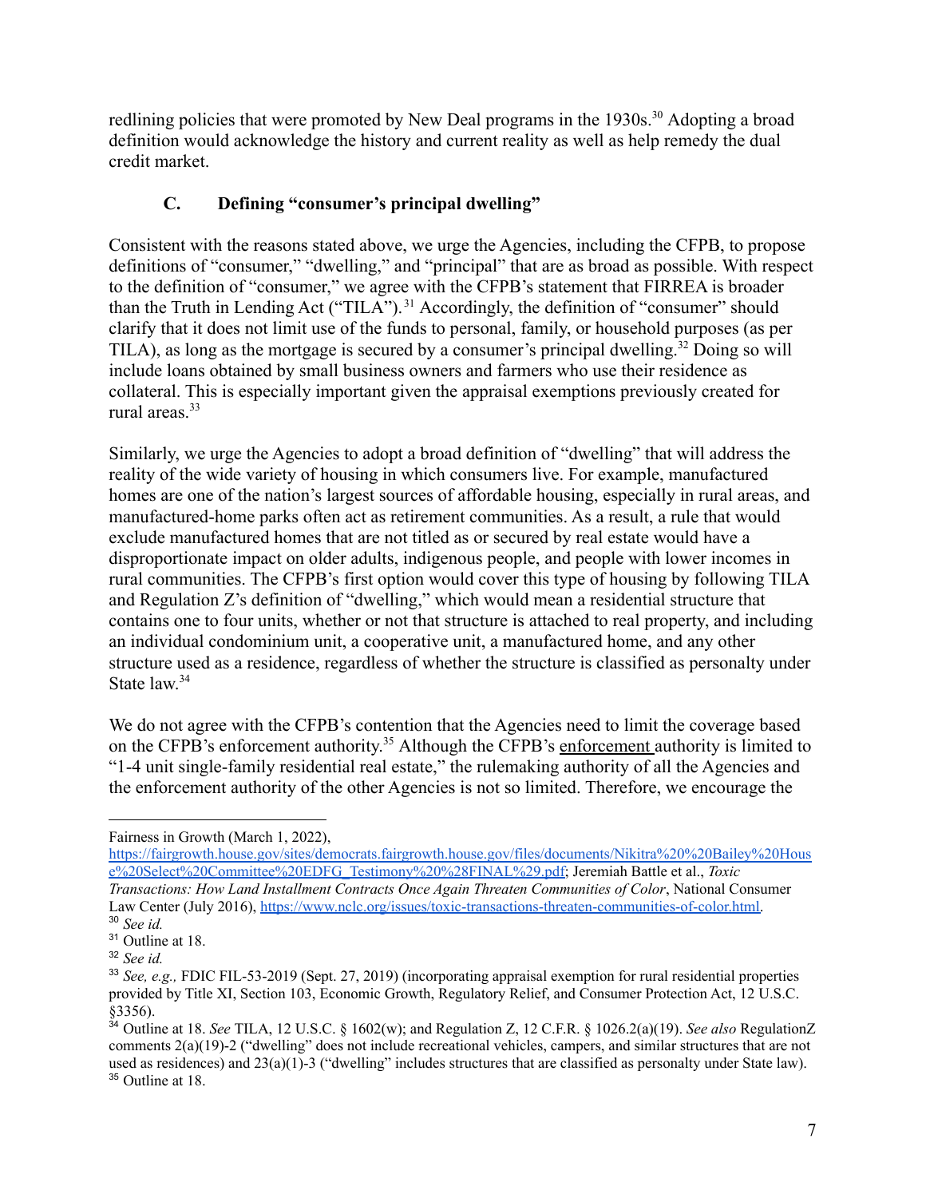redlining policies that were promoted by New Deal programs in the 1930s.[30] Adopting a broad definition would acknowledge the history and current reality as well as help remedy the dual credit market.

### C. Defining "consumer's principal dwelling"

Consistent with the reasons stated above, we urge the Agencies, including the CFPB, to propose definitions of "consumer," "dwelling," and "principal" that are as broad as possible. With respect to the definition of "consumer," we agree with the CFPB's statement that FIRREA is broader than the Truth in Lending Act ("TILA").[31] Accordingly, the definition of "consumer" should clarify that it does not limit use of the funds to personal, family, or household purposes (as per TILA), as long as the mortgage is secured by a consumer's principal dwelling.[32] Doing so will include loans obtained by small business owners and farmers who use their residence as collateral. This is especially important given the appraisal exemptions previously created for rural areas.[33]

Similarly, we urge the Agencies to adopt a broad definition of "dwelling" that will address the reality of the wide variety of housing in which consumers live. For example, manufactured homes are one of the nation's largest sources of affordable housing, especially in rural areas, and manufactured-home parks often act as retirement communities. As a result, a rule that would exclude manufactured homes that are not titled as or secured by real estate would have a disproportionate impact on older adults, indigenous people, and people with lower incomes in rural communities. The CFPB's first option would cover this type of housing by following TILA and Regulation Z's definition of "dwelling," which would mean a residential structure that contains one to four units, whether or not that structure is attached to real property, and including an individual condominium unit, a cooperative unit, a manufactured home, and any other structure used as a residence, regardless of whether the structure is classified as personalty under State law.[34]

We do not agree with the CFPB's contention that the Agencies need to limit the coverage based on the CFPB's enforcement authority.[35] Although the CFPB's enforcement authority is limited to "1-4 unit single-family residential real estate," the rulemaking authority of all the Agencies and the enforcement authority of the other Agencies is not so limited. Therefore, we encourage the

---

Fairness in Growth (March 1, 2022), https://fairgrowth.house.gov/sites/democrats.fairgrowth.house.gov/files/documents/Nikitra%20%20Bailey%20House%20Select%20Committee%20EDFG_Testimony%20%28FINAL%29.pdf; Jeremiah Battle et al., *Toxic Transactions: How Land Installment Contracts Once Again Threaten Communities of Color*, National Consumer Law Center (July 2016), https://www.nclc.org/issues/toxic-transactions-threaten-communities-of-color.html.

[30] *See id.*

[31] Outline at 18.

[32] *See id.*

[33] *See, e.g.,* FDIC FIL-53-2019 (Sept. 27, 2019) (incorporating appraisal exemption for rural residential properties provided by Title XI, Section 103, Economic Growth, Regulatory Relief, and Consumer Protection Act, 12 U.S.C. §3356).

[34] Outline at 18. *See* TILA, 12 U.S.C. § 1602(w); and Regulation Z, 12 C.F.R. § 1026.2(a)(19). *See also* RegulationZ comments 2(a)(19)-2 ("dwelling" does not include recreational vehicles, campers, and similar structures that are not used as residences) and 23(a)(1)-3 ("dwelling" includes structures that are classified as personalty under State law).

[35] Outline at 18.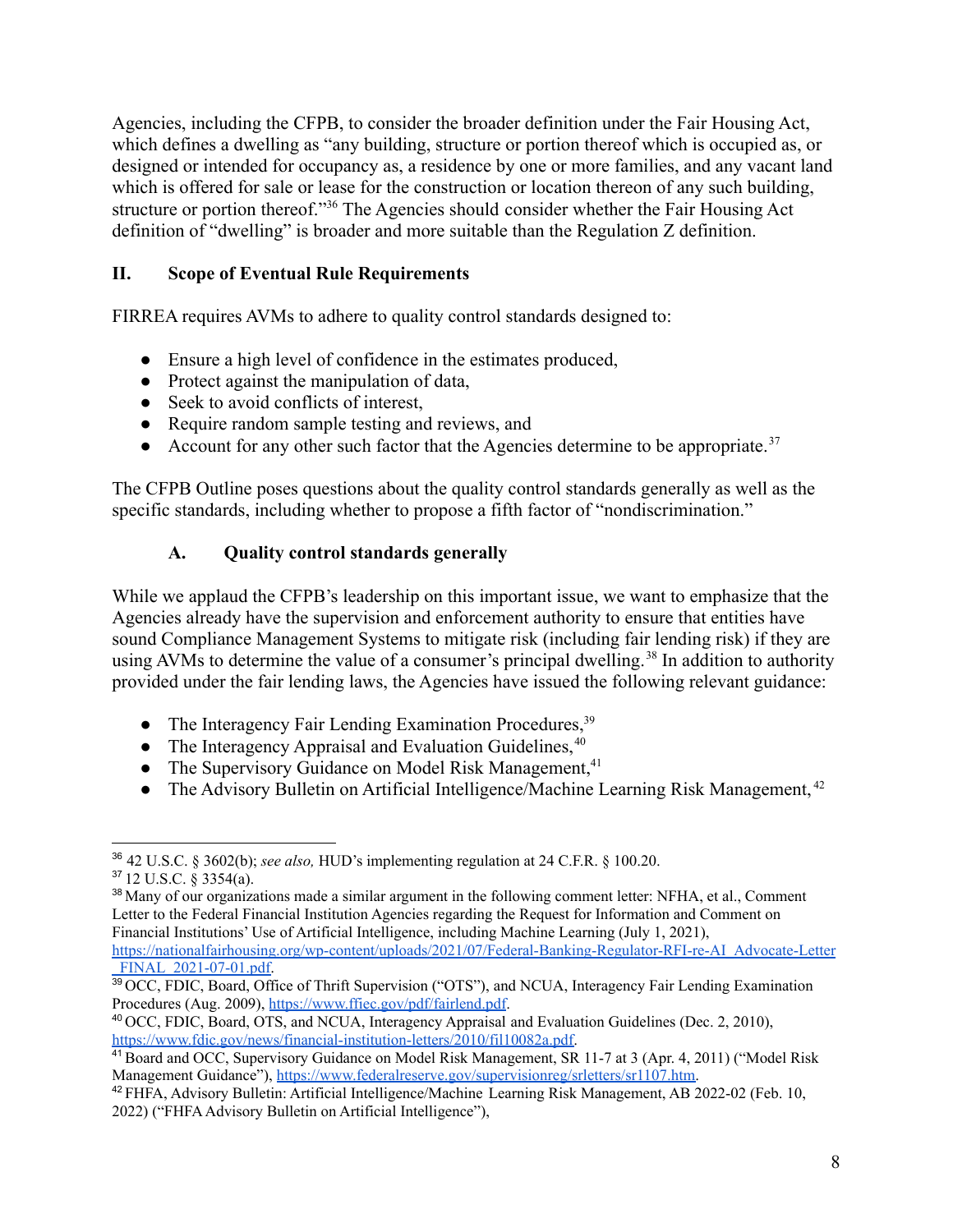Agencies, including the CFPB, to consider the broader definition under the Fair Housing Act, which defines a dwelling as "any building, structure or portion thereof which is occupied as, or designed or intended for occupancy as, a residence by one or more families, and any vacant land which is offered for sale or lease for the construction or location thereon of any such building, structure or portion thereof."[36] The Agencies should consider whether the Fair Housing Act definition of "dwelling" is broader and more suitable than the Regulation Z definition.

## II. Scope of Eventual Rule Requirements

FIRREA requires AVMs to adhere to quality control standards designed to:

- Ensure a high level of confidence in the estimates produced,
- Protect against the manipulation of data,
- Seek to avoid conflicts of interest,
- Require random sample testing and reviews, and
- Account for any other such factor that the Agencies determine to be appropriate.[37]

The CFPB Outline poses questions about the quality control standards generally as well as the specific standards, including whether to propose a fifth factor of "nondiscrimination."

### A. Quality control standards generally

While we applaud the CFPB's leadership on this important issue, we want to emphasize that the Agencies already have the supervision and enforcement authority to ensure that entities have sound Compliance Management Systems to mitigate risk (including fair lending risk) if they are using AVMs to determine the value of a consumer's principal dwelling.[38] In addition to authority provided under the fair lending laws, the Agencies have issued the following relevant guidance:

- The Interagency Fair Lending Examination Procedures,[39]
- The Interagency Appraisal and Evaluation Guidelines,[40]
- The Supervisory Guidance on Model Risk Management,[41]
- The Advisory Bulletin on Artificial Intelligence/Machine Learning Risk Management,[42]

---

[36] 42 U.S.C. § 3602(b); *see also,* HUD's implementing regulation at 24 C.F.R. § 100.20.

[37] 12 U.S.C. § 3354(a).

[38] Many of our organizations made a similar argument in the following comment letter: NFHA, et al., Comment Letter to the Federal Financial Institution Agencies regarding the Request for Information and Comment on Financial Institutions' Use of Artificial Intelligence, including Machine Learning (July 1, 2021), https://nationalfairhousing.org/wp-content/uploads/2021/07/Federal-Banking-Regulator-RFI-re-AI_Advocate-Letter_FINAL_2021-07-01.pdf.

[39] OCC, FDIC, Board, Office of Thrift Supervision ("OTS"), and NCUA, Interagency Fair Lending Examination Procedures (Aug. 2009), https://www.ffiec.gov/pdf/fairlend.pdf.

[40] OCC, FDIC, Board, OTS, and NCUA, Interagency Appraisal and Evaluation Guidelines (Dec. 2, 2010), https://www.fdic.gov/news/financial-institution-letters/2010/fil10082a.pdf.

[41] Board and OCC, Supervisory Guidance on Model Risk Management, SR 11-7 at 3 (Apr. 4, 2011) ("Model Risk Management Guidance"), https://www.federalreserve.gov/supervisionreg/srletters/sr1107.htm.

[42] FHFA, Advisory Bulletin: Artificial Intelligence/Machine Learning Risk Management, AB 2022-02 (Feb. 10, 2022) ("FHFA Advisory Bulletin on Artificial Intelligence"),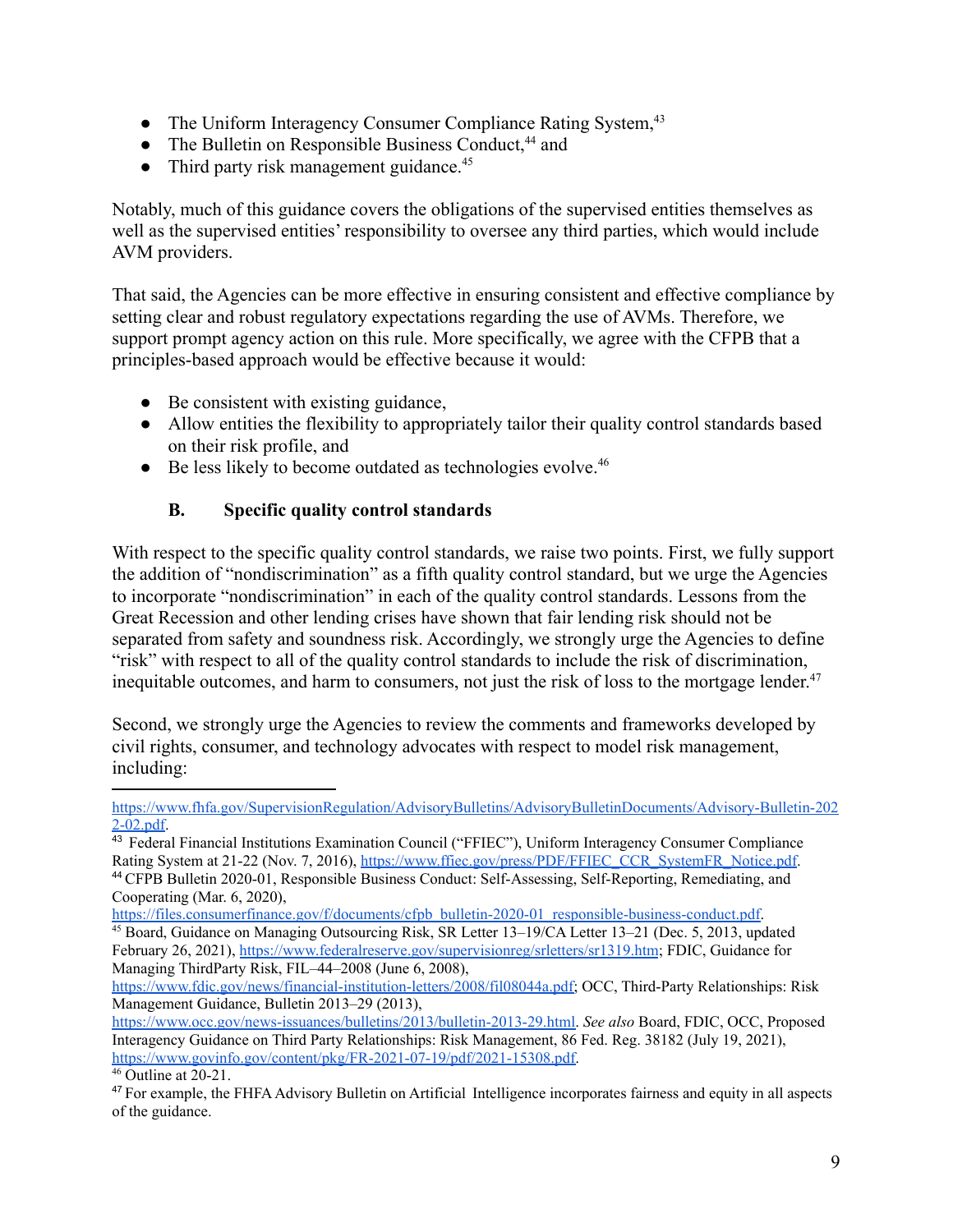- The Uniform Interagency Consumer Compliance Rating System,[43]
- The Bulletin on Responsible Business Conduct,[44] and
- Third party risk management guidance.[45]

Notably, much of this guidance covers the obligations of the supervised entities themselves as well as the supervised entities' responsibility to oversee any third parties, which would include AVM providers.

That said, the Agencies can be more effective in ensuring consistent and effective compliance by setting clear and robust regulatory expectations regarding the use of AVMs. Therefore, we support prompt agency action on this rule. More specifically, we agree with the CFPB that a principles-based approach would be effective because it would:

- Be consistent with existing guidance,
- Allow entities the flexibility to appropriately tailor their quality control standards based on their risk profile, and
- Be less likely to become outdated as technologies evolve.[46]

### B. Specific quality control standards

With respect to the specific quality control standards, we raise two points. First, we fully support the addition of "nondiscrimination" as a fifth quality control standard, but we urge the Agencies to incorporate "nondiscrimination" in each of the quality control standards. Lessons from the Great Recession and other lending crises have shown that fair lending risk should not be separated from safety and soundness risk. Accordingly, we strongly urge the Agencies to define "risk" with respect to all of the quality control standards to include the risk of discrimination, inequitable outcomes, and harm to consumers, not just the risk of loss to the mortgage lender.[47]

Second, we strongly urge the Agencies to review the comments and frameworks developed by civil rights, consumer, and technology advocates with respect to model risk management, including:

---

https://www.fhfa.gov/SupervisionRegulation/AdvisoryBulletins/AdvisoryBulletinDocuments/Advisory-Bulletin-2022-02.pdf.

[43] Federal Financial Institutions Examination Council ("FFIEC"), Uniform Interagency Consumer Compliance Rating System at 21-22 (Nov. 7, 2016), https://www.ffiec.gov/press/PDF/FFIEC_CCR_SystemFR_Notice.pdf.

[44] CFPB Bulletin 2020-01, Responsible Business Conduct: Self-Assessing, Self-Reporting, Remediating, and Cooperating (Mar. 6, 2020), https://files.consumerfinance.gov/f/documents/cfpb_bulletin-2020-01_responsible-business-conduct.pdf.

[45] Board, Guidance on Managing Outsourcing Risk, SR Letter 13–19/CA Letter 13–21 (Dec. 5, 2013, updated February 26, 2021), https://www.federalreserve.gov/supervisionreg/srletters/sr1319.htm; FDIC, Guidance for Managing ThirdParty Risk, FIL–44–2008 (June 6, 2008), https://www.fdic.gov/news/financial-institution-letters/2008/fil08044a.pdf; OCC, Third-Party Relationships: Risk Management Guidance, Bulletin 2013–29 (2013), https://www.occ.gov/news-issuances/bulletins/2013/bulletin-2013-29.html. *See also* Board, FDIC, OCC, Proposed Interagency Guidance on Third Party Relationships: Risk Management, 86 Fed. Reg. 38182 (July 19, 2021), https://www.govinfo.gov/content/pkg/FR-2021-07-19/pdf/2021-15308.pdf.

[46] Outline at 20-21.

[47] For example, the FHFA Advisory Bulletin on Artificial Intelligence incorporates fairness and equity in all aspects of the guidance.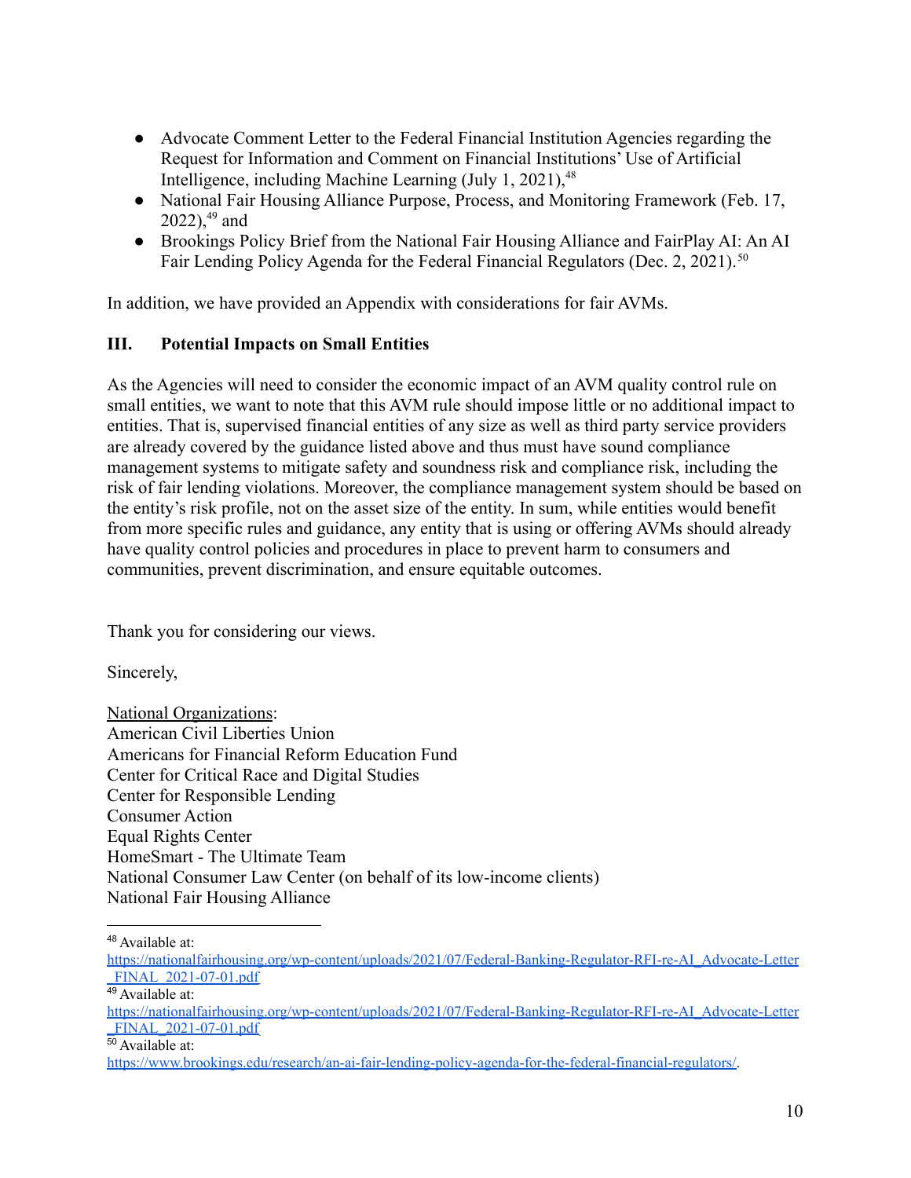- Advocate Comment Letter to the Federal Financial Institution Agencies regarding the Request for Information and Comment on Financial Institutions' Use of Artificial Intelligence, including Machine Learning (July 1, 2021),[48]
- National Fair Housing Alliance Purpose, Process, and Monitoring Framework (Feb. 17, 2022),[49] and
- Brookings Policy Brief from the National Fair Housing Alliance and FairPlay AI: An AI Fair Lending Policy Agenda for the Federal Financial Regulators (Dec. 2, 2021).[50]

In addition, we have provided an Appendix with considerations for fair AVMs.

## III. Potential Impacts on Small Entities

As the Agencies will need to consider the economic impact of an AVM quality control rule on small entities, we want to note that this AVM rule should impose little or no additional impact to entities. That is, supervised financial entities of any size as well as third party service providers are already covered by the guidance listed above and thus must have sound compliance management systems to mitigate safety and soundness risk and compliance risk, including the risk of fair lending violations. Moreover, the compliance management system should be based on the entity's risk profile, not on the asset size of the entity. In sum, while entities would benefit from more specific rules and guidance, any entity that is using or offering AVMs should already have quality control policies and procedures in place to prevent harm to consumers and communities, prevent discrimination, and ensure equitable outcomes.

Thank you for considering our views.

Sincerely,

National Organizations:
American Civil Liberties Union
Americans for Financial Reform Education Fund
Center for Critical Race and Digital Studies
Center for Responsible Lending
Consumer Action
Equal Rights Center
HomeSmart - The Ultimate Team
National Consumer Law Center (on behalf of its low-income clients)
National Fair Housing Alliance

---

[48] Available at: https://nationalfairhousing.org/wp-content/uploads/2021/07/Federal-Banking-Regulator-RFI-re-AI_Advocate-Letter_FINAL_2021-07-01.pdf

[49] Available at: https://nationalfairhousing.org/wp-content/uploads/2021/07/Federal-Banking-Regulator-RFI-re-AI_Advocate-Letter_FINAL_2021-07-01.pdf

[50] Available at: https://www.brookings.edu/research/an-ai-fair-lending-policy-agenda-for-the-federal-financial-regulators/.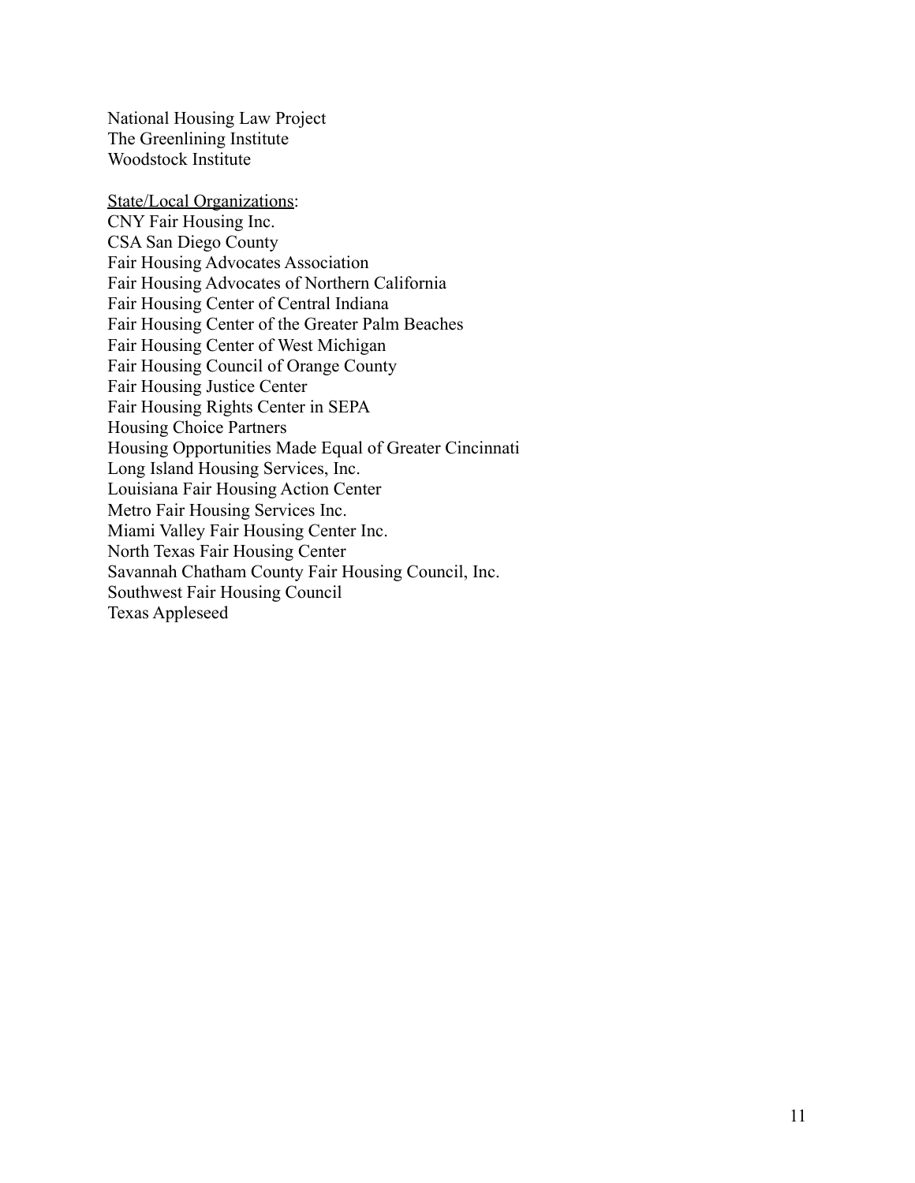National Housing Law Project
The Greenlining Institute
Woodstock Institute

<u>State/Local Organizations</u>:
CNY Fair Housing Inc.
CSA San Diego County
Fair Housing Advocates Association
Fair Housing Advocates of Northern California
Fair Housing Center of Central Indiana
Fair Housing Center of the Greater Palm Beaches
Fair Housing Center of West Michigan
Fair Housing Council of Orange County
Fair Housing Justice Center
Fair Housing Rights Center in SEPA
Housing Choice Partners
Housing Opportunities Made Equal of Greater Cincinnati
Long Island Housing Services, Inc.
Louisiana Fair Housing Action Center
Metro Fair Housing Services Inc.
Miami Valley Fair Housing Center Inc.
North Texas Fair Housing Center
Savannah Chatham County Fair Housing Council, Inc.
Southwest Fair Housing Council
Texas Appleseed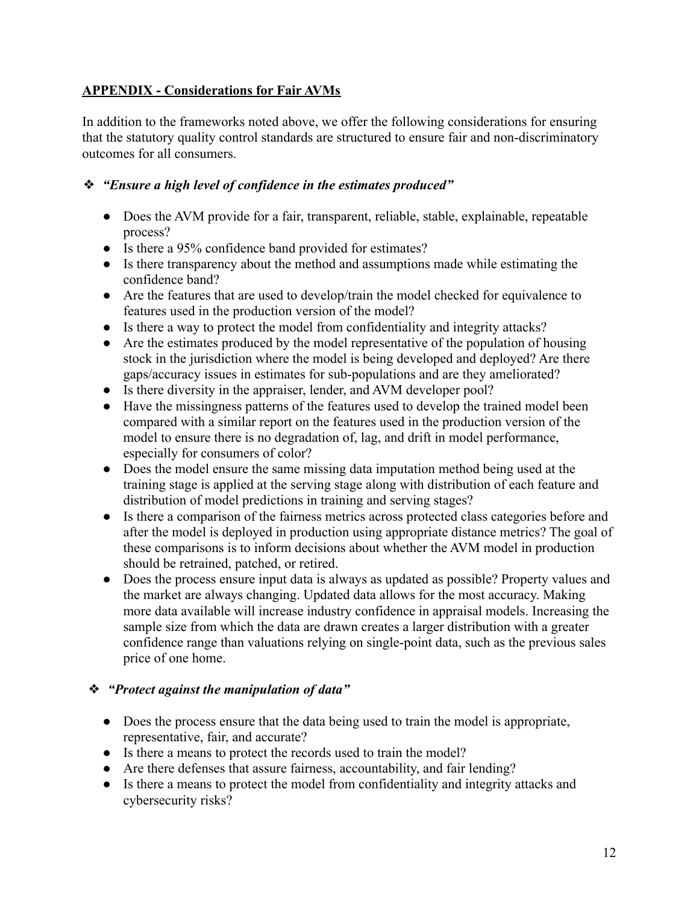## APPENDIX - Considerations for Fair AVMs

In addition to the frameworks noted above, we offer the following considerations for ensuring that the statutory quality control standards are structured to ensure fair and non-discriminatory outcomes for all consumers.

### ❖ *"Ensure a high level of confidence in the estimates produced"*

- Does the AVM provide for a fair, transparent, reliable, stable, explainable, repeatable process?
- Is there a 95% confidence band provided for estimates?
- Is there transparency about the method and assumptions made while estimating the confidence band?
- Are the features that are used to develop/train the model checked for equivalence to features used in the production version of the model?
- Is there a way to protect the model from confidentiality and integrity attacks?
- Are the estimates produced by the model representative of the population of housing stock in the jurisdiction where the model is being developed and deployed? Are there gaps/accuracy issues in estimates for sub-populations and are they ameliorated?
- Is there diversity in the appraiser, lender, and AVM developer pool?
- Have the missingness patterns of the features used to develop the trained model been compared with a similar report on the features used in the production version of the model to ensure there is no degradation of, lag, and drift in model performance, especially for consumers of color?
- Does the model ensure the same missing data imputation method being used at the training stage is applied at the serving stage along with distribution of each feature and distribution of model predictions in training and serving stages?
- Is there a comparison of the fairness metrics across protected class categories before and after the model is deployed in production using appropriate distance metrics? The goal of these comparisons is to inform decisions about whether the AVM model in production should be retrained, patched, or retired.
- Does the process ensure input data is always as updated as possible? Property values and the market are always changing. Updated data allows for the most accuracy. Making more data available will increase industry confidence in appraisal models. Increasing the sample size from which the data are drawn creates a larger distribution with a greater confidence range than valuations relying on single-point data, such as the previous sales price of one home.

### ❖ *"Protect against the manipulation of data"*

- Does the process ensure that the data being used to train the model is appropriate, representative, fair, and accurate?
- Is there a means to protect the records used to train the model?
- Are there defenses that assure fairness, accountability, and fair lending?
- Is there a means to protect the model from confidentiality and integrity attacks and cybersecurity risks?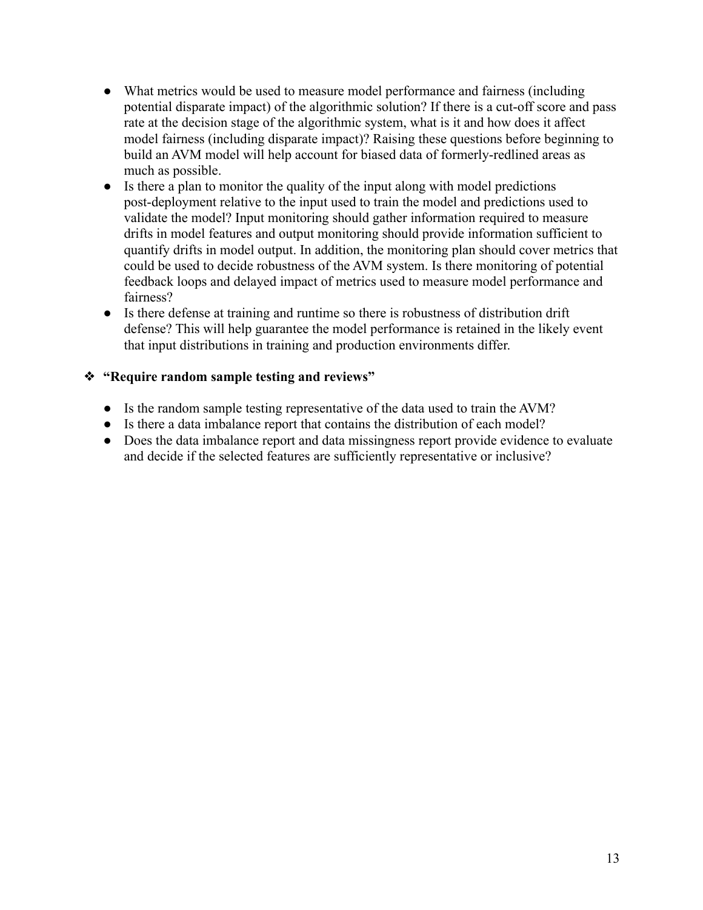- What metrics would be used to measure model performance and fairness (including potential disparate impact) of the algorithmic solution? If there is a cut-off score and pass rate at the decision stage of the algorithmic system, what is it and how does it affect model fairness (including disparate impact)? Raising these questions before beginning to build an AVM model will help account for biased data of formerly-redlined areas as much as possible.
- Is there a plan to monitor the quality of the input along with model predictions post-deployment relative to the input used to train the model and predictions used to validate the model? Input monitoring should gather information required to measure drifts in model features and output monitoring should provide information sufficient to quantify drifts in model output. In addition, the monitoring plan should cover metrics that could be used to decide robustness of the AVM system. Is there monitoring of potential feedback loops and delayed impact of metrics used to measure model performance and fairness?
- Is there defense at training and runtime so there is robustness of distribution drift defense? This will help guarantee the model performance is retained in the likely event that input distributions in training and production environments differ.

❖ **"Require random sample testing and reviews"**

- Is the random sample testing representative of the data used to train the AVM?
- Is there a data imbalance report that contains the distribution of each model?
- Does the data imbalance report and data missingness report provide evidence to evaluate and decide if the selected features are sufficiently representative or inclusive?